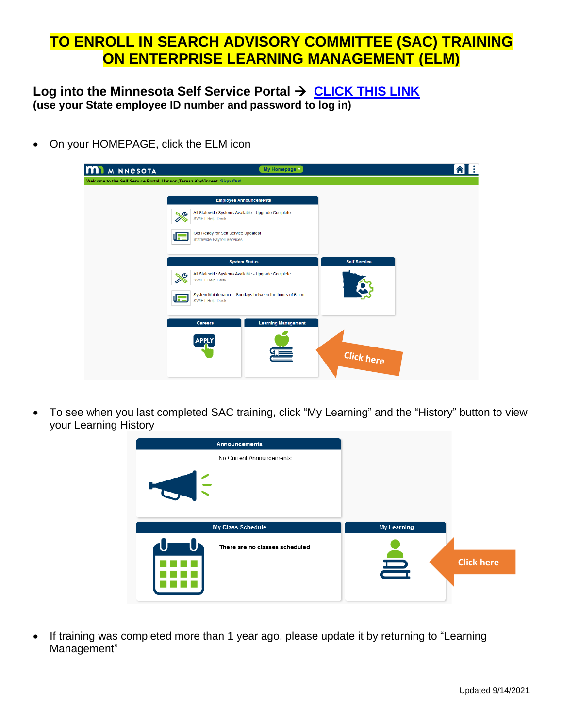# TO ENROLL IN SEARCH ADVISORY COMMITTEE (SAC) TRAINING ON ENTERPRISE LEARNING MANAGEMENT (ELM)

**Log into the Minnesota Self Service Portal → [CLICK THIS LINK]()**
**(use your State employee ID number and password to log in)**

- On your HOMEPAGE, click the ELM icon

- To see when you last completed SAC training, click "My Learning" and the "History" button to view your Learning History

- If training was completed more than 1 year ago, please update it by returning to "Learning Management"

Updated 9/14/2021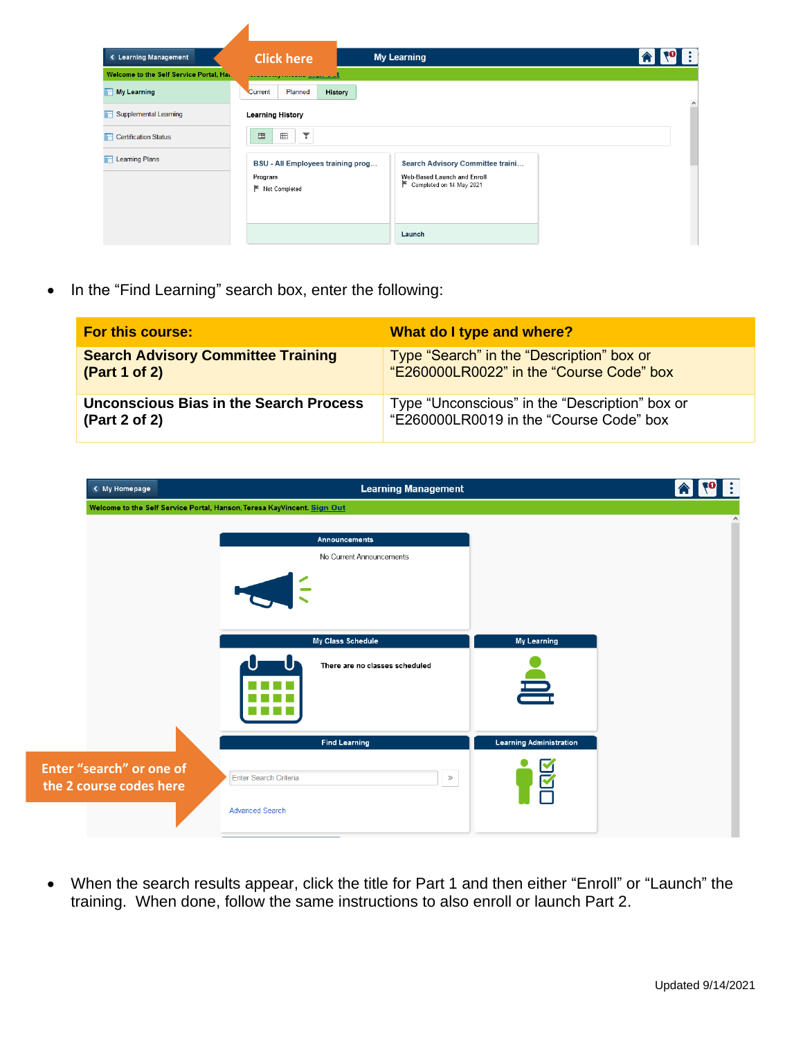- In the "Find Learning" search box, enter the following:

| For this course: | What do I type and where? |
|---|---|
| **Search Advisory Committee Training (Part 1 of 2)** | Type "Search" in the "Description" box or "E260000LR0022" in the "Course Code" box |
| **Unconscious Bias in the Search Process (Part 2 of 2)** | Type "Unconscious" in the "Description" box or "E260000LR0019 in the "Course Code" box |

- When the search results appear, click the title for Part 1 and then either "Enroll" or "Launch" the training. When done, follow the same instructions to also enroll or launch Part 2.

Updated 9/14/2021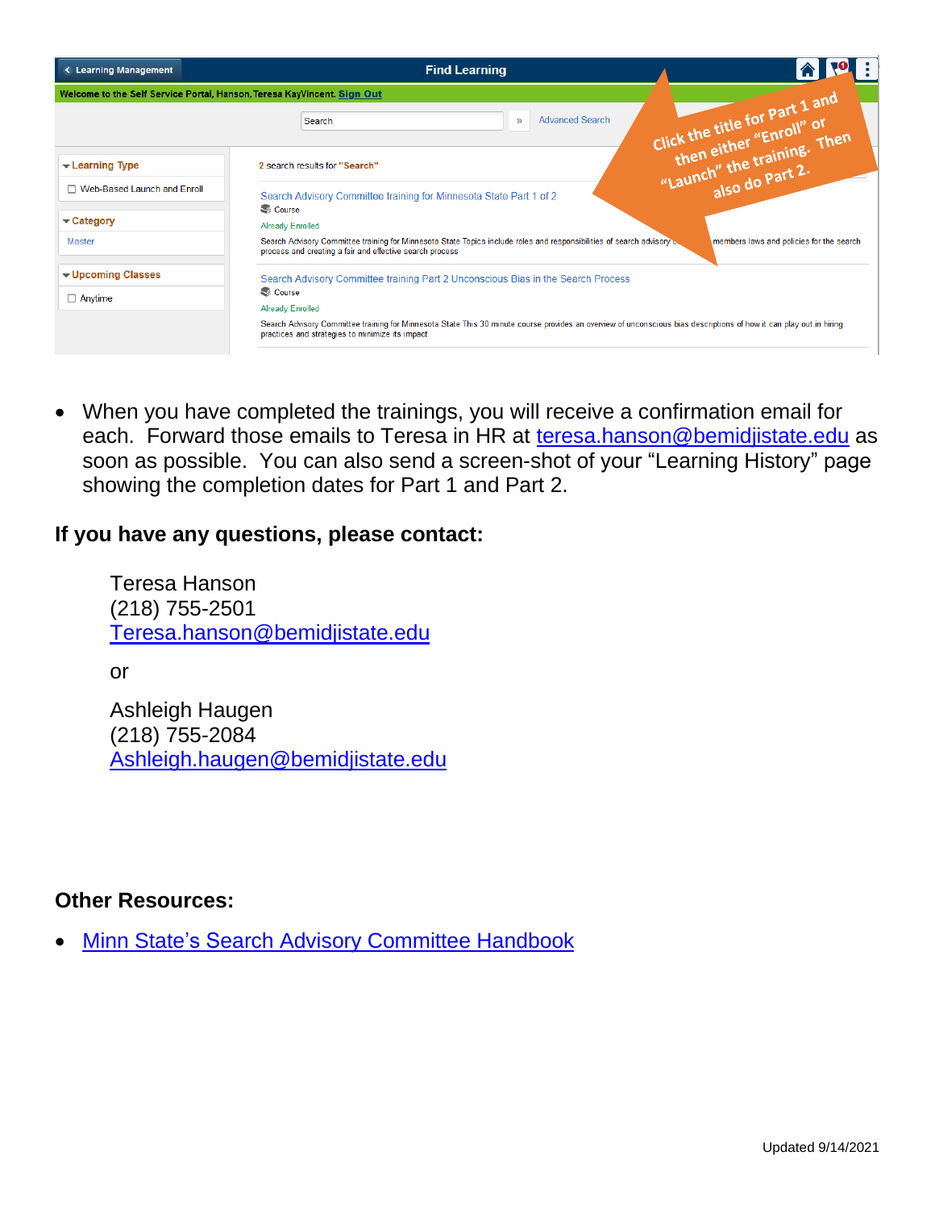- When you have completed the trainings, you will receive a confirmation email for each. Forward those emails to Teresa in HR at teresa.hanson@bemidjistate.edu as soon as possible. You can also send a screen-shot of your “Learning History” page showing the completion dates for Part 1 and Part 2.

## If you have any questions, please contact:

Teresa Hanson
(218) 755-2501
Teresa.hanson@bemidjistate.edu

or

Ashleigh Haugen
(218) 755-2084
Ashleigh.haugen@bemidjistate.edu

## Other Resources:

- Minn State’s Search Advisory Committee Handbook

Updated 9/14/2021